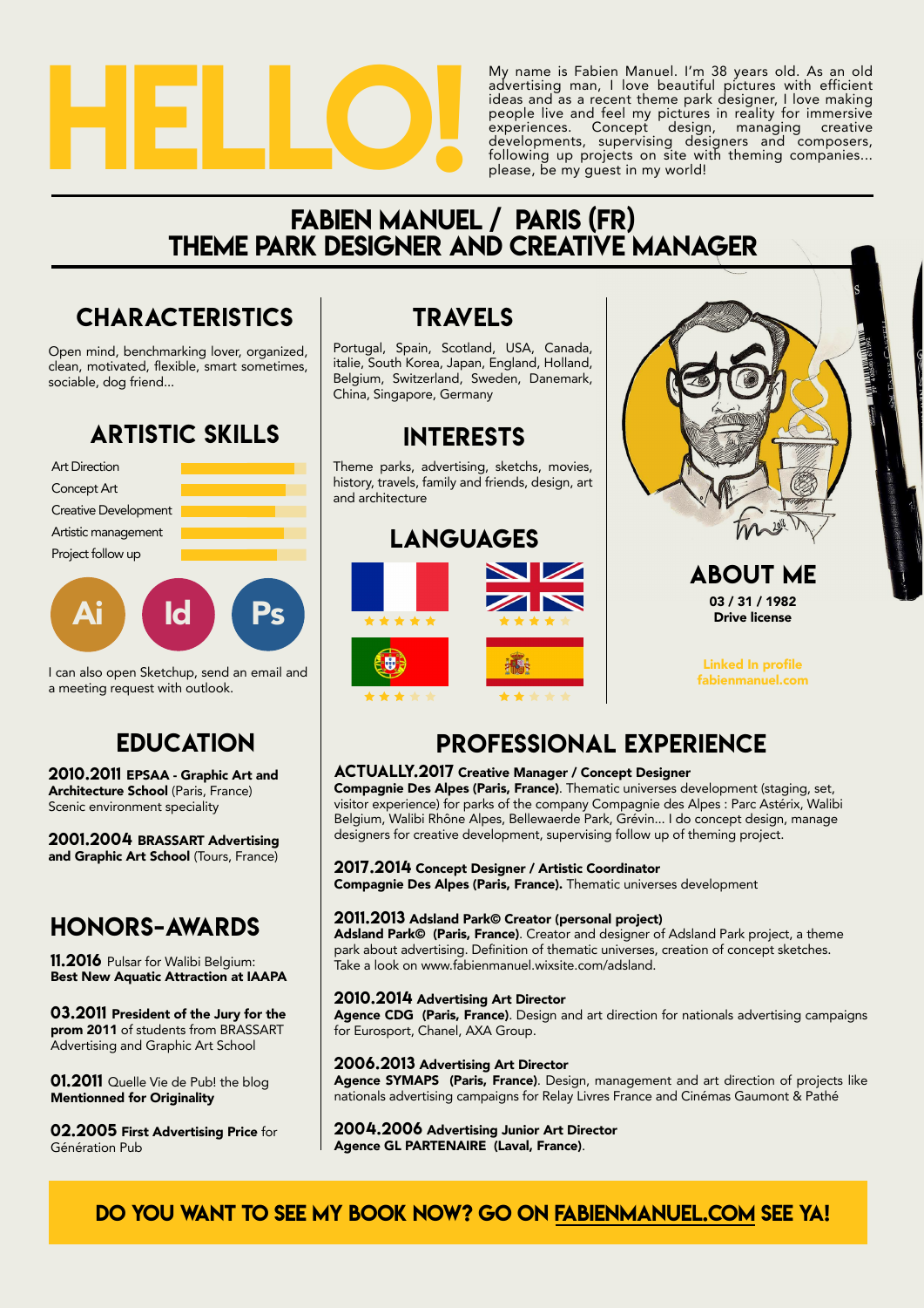# HELLO!

My name is Fabien Manuel. I'm 38 years old. As an old advertising man, I love beautiful pictures with efficient ideas and as a recent theme park designer, I love making people live and feel my pictures in reality for immersive experiences. Concept design, managing creative developments, supervising designers and composers, following up projects on site with theming companies... please, be my guest in my world!

## FABIEN MANUEL / PARIS (FR)
## THEME PARK DESIGNER AND CREATIVE MANAGER

## CHARACTERISTICS

Open mind, benchmarking lover, organized, clean, motivated, flexible, smart sometimes, sociable, dog friend...

## ARTISTIC SKILLS

- Art Direction
- Concept Art
- Creative Development
- Artistic management
- Project follow up

Ai Id Ps

I can also open Sketchup, send an email and a meeting request with outlook.

## EDUCATION

**2010.2011 EPSAA - Graphic Art and Architecture School** (Paris, France)
Scenic environment speciality

**2001.2004 BRASSART Advertising and Graphic Art School** (Tours, France)

## HONORS-AWARDS

**11.2016** Pulsar for Walibi Belgium:
**Best New Aquatic Attraction at IAAPA**

**03.2011 President of the Jury for the prom 2011** of students from BRASSART Advertising and Graphic Art School

**01.2011** Quelle Vie de Pub! the blog
**Mentionned for Originality**

**02.2005 First Advertising Price** for Génération Pub

## TRAVELS

Portugal, Spain, Scotland, USA, Canada, italie, South Korea, Japan, England, Holland, Belgium, Switzerland, Sweden, Danemark, China, Singapore, Germany

## INTERESTS

Theme parks, advertising, sketchs, movies, history, travels, family and friends, design, art and architecture

## LANGUAGES

- French ★★★★★
- English ★★★★☆
- Portuguese ★★★☆☆
- Spanish ★★☆☆☆

## ABOUT ME

**03 / 31 / 1982**
**Drive license**

Linked In profile
fabienmanuel.com

## PROFESSIONAL EXPERIENCE

**ACTUALLY.2017 Creative Manager / Concept Designer**
**Compagnie Des Alpes (Paris, France)**. Thematic universes development (staging, set, visitor experience) for parks of the company Compagnie des Alpes : Parc Astérix, Walibi Belgium, Walibi Rhône Alpes, Bellewaerde Park, Grévin... I do concept design, manage designers for creative development, supervising follow up of theming project.

**2017.2014 Concept Designer / Artistic Coordinator**
**Compagnie Des Alpes (Paris, France).** Thematic universes development

**2011.2013 Adsland Park© Creator (personal project)**
**Adsland Park© (Paris, France)**. Creator and designer of Adsland Park project, a theme park about advertising. Definition of thematic universes, creation of concept sketches. Take a look on www.fabienmanuel.wixsite.com/adsland.

**2010.2014 Advertising Art Director**
**Agence CDG (Paris, France)**. Design and art direction for nationals advertising campaigns for Eurosport, Chanel, AXA Group.

**2006.2013 Advertising Art Director**
**Agence SYMAPS (Paris, France)**. Design, management and art direction of projects like nationals advertising campaigns for Relay Livres France and Cinémas Gaumont & Pathé

**2004.2006 Advertising Junior Art Director**
**Agence GL PARTENAIRE (Laval, France)**.

**DO YOU WANT TO SEE MY BOOK NOW? GO ON FABIENMANUEL.COM SEE YA!**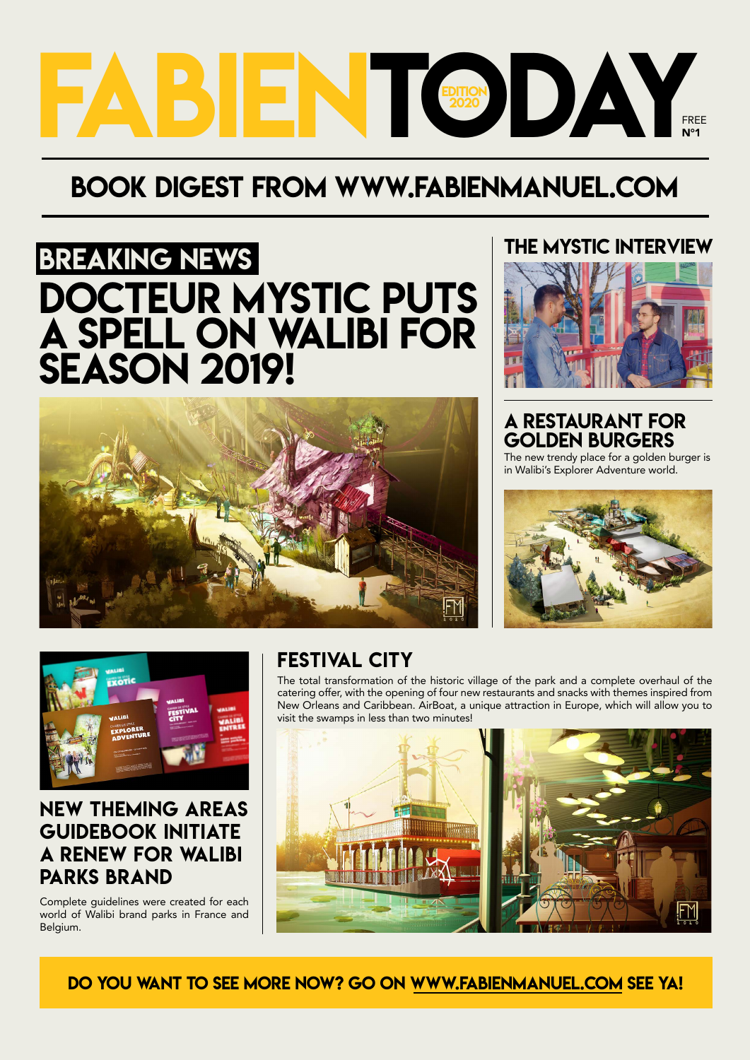# FABIENTODAY

EDITION 2020

FREE
N°1

## BOOK DIGEST FROM WWW.FABIENMANUEL.COM

BREAKING NEWS

## DOCTEUR MYSTIC PUTS A SPELL ON WALIBI FOR SEASON 2019!

## THE MYSTIC INTERVIEW

## A RESTAURANT FOR GOLDEN BURGERS

The new trendy place for a golden burger is in Walibi's Explorer Adventure world.

## NEW THEMING AREAS GUIDEBOOK INITIATE A RENEW FOR WALIBI PARKS BRAND

Complete guidelines were created for each world of Walibi brand parks in France and Belgium.

## FESTIVAL CITY

The total transformation of the historic village of the park and a complete overhaul of the catering offer, with the opening of four new restaurants and snacks with themes inspired from New Orleans and Caribbean. AirBoat, a unique attraction in Europe, which will allow you to visit the swamps in less than two minutes!

**DO YOU WANT TO SEE MORE NOW? GO ON WWW.FABIENMANUEL.COM SEE YA!**